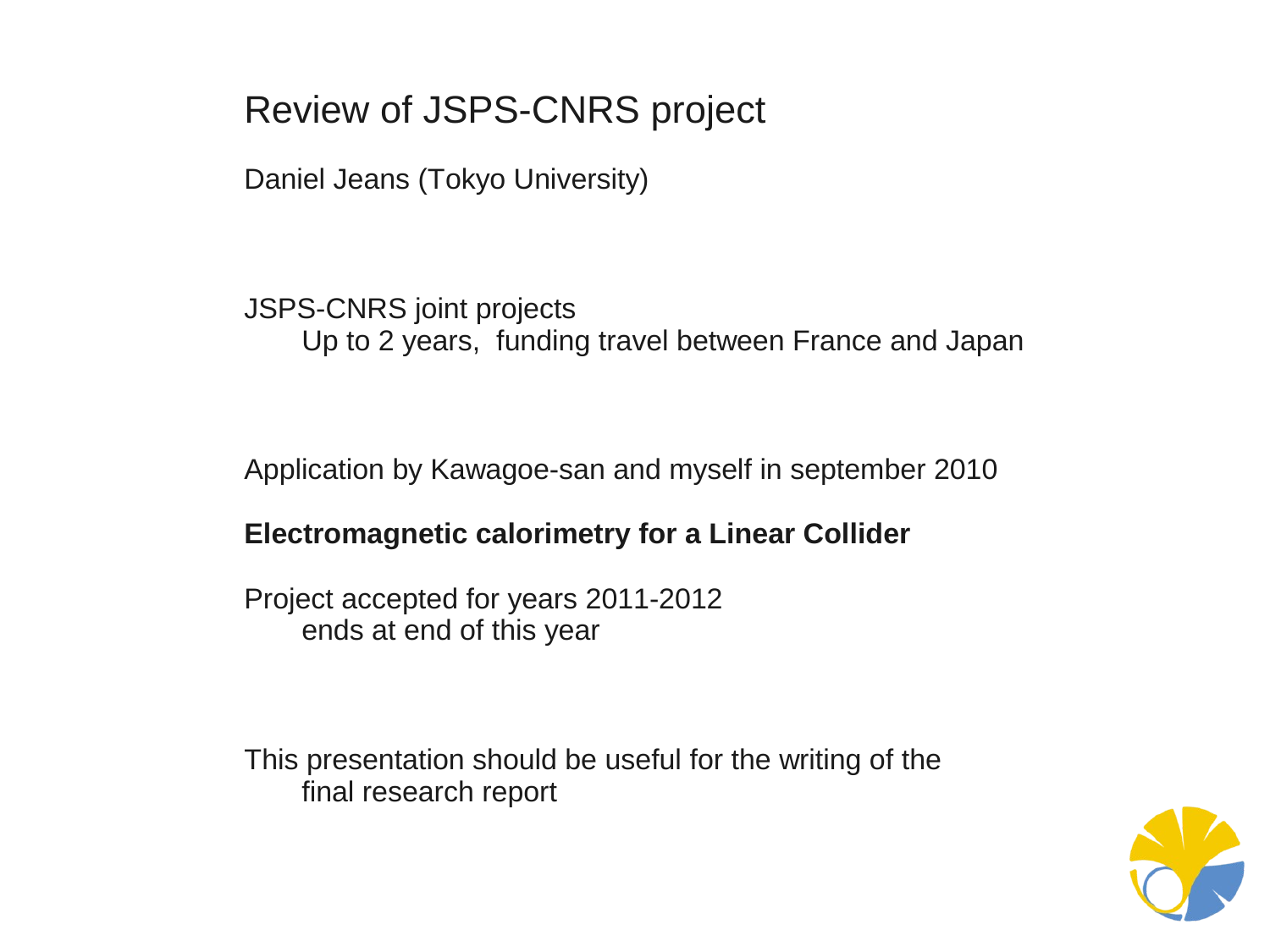# Review of JSPS-CNRS project

Daniel Jeans (Tokyo University)

JSPS-CNRS joint projects
- Up to 2 years, funding travel between France and Japan

Application by Kawagoe-san and myself in september 2010

**Electromagnetic calorimetry for a Linear Collider**

Project accepted for years 2011-2012
- ends at end of this year

This presentation should be useful for the writing of the
- final research report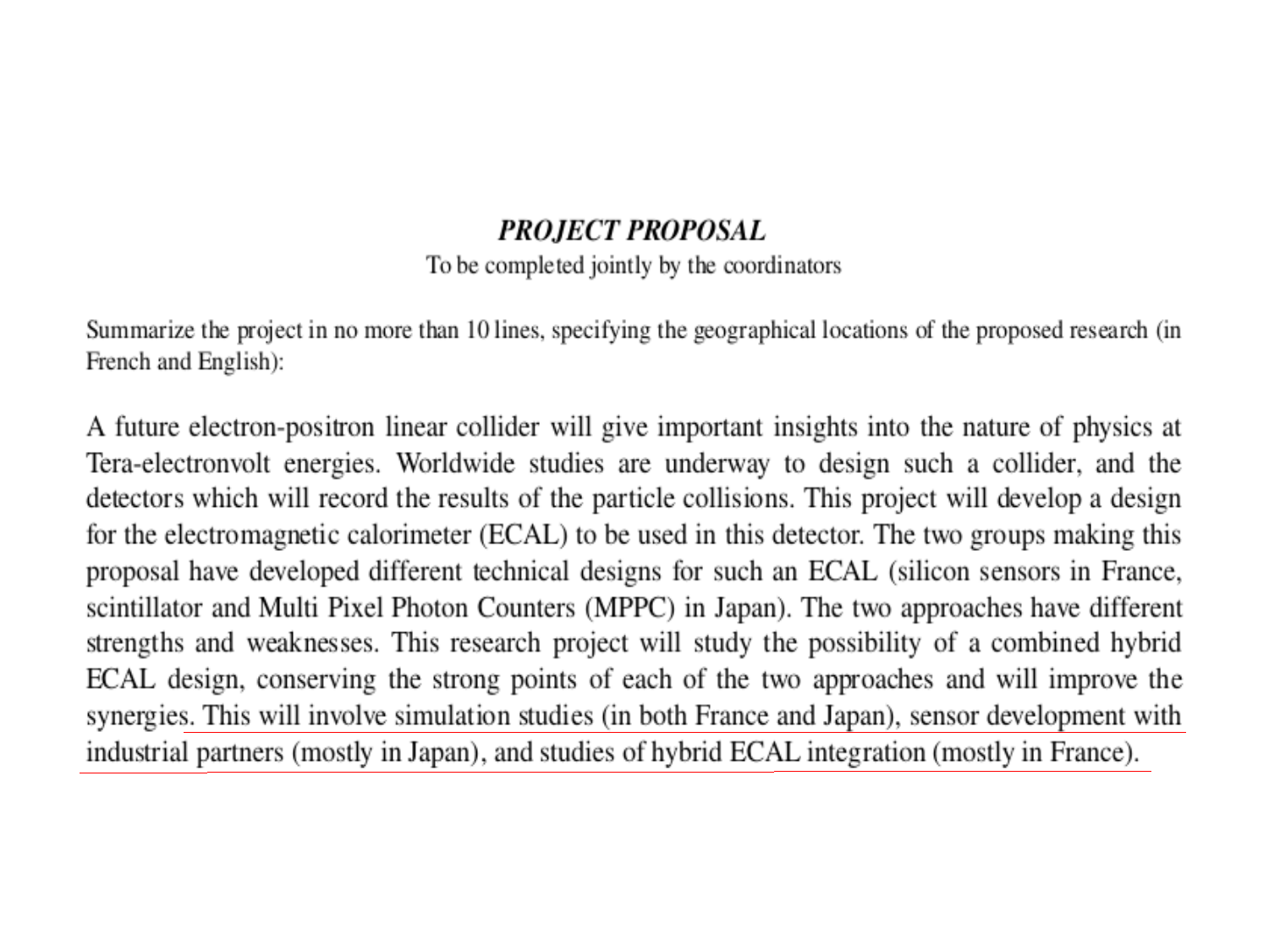# ***PROJECT PROPOSAL***

To be completed jointly by the coordinators

Summarize the project in no more than 10 lines, specifying the geographical locations of the proposed research (in French and English):

A future electron-positron linear collider will give important insights into the nature of physics at Tera-electronvolt energies. Worldwide studies are underway to design such a collider, and the detectors which will record the results of the particle collisions. This project will develop a design for the electromagnetic calorimeter (ECAL) to be used in this detector. The two groups making this proposal have developed different technical designs for such an ECAL (silicon sensors in France, scintillator and Multi Pixel Photon Counters (MPPC) in Japan). The two approaches have different strengths and weaknesses. This research project will study the possibility of a combined hybrid ECAL design, conserving the strong points of each of the two approaches and will improve the synergies. This will involve simulation studies (in both France and Japan), sensor development with industrial partners (mostly in Japan), and studies of hybrid ECAL integration (mostly in France).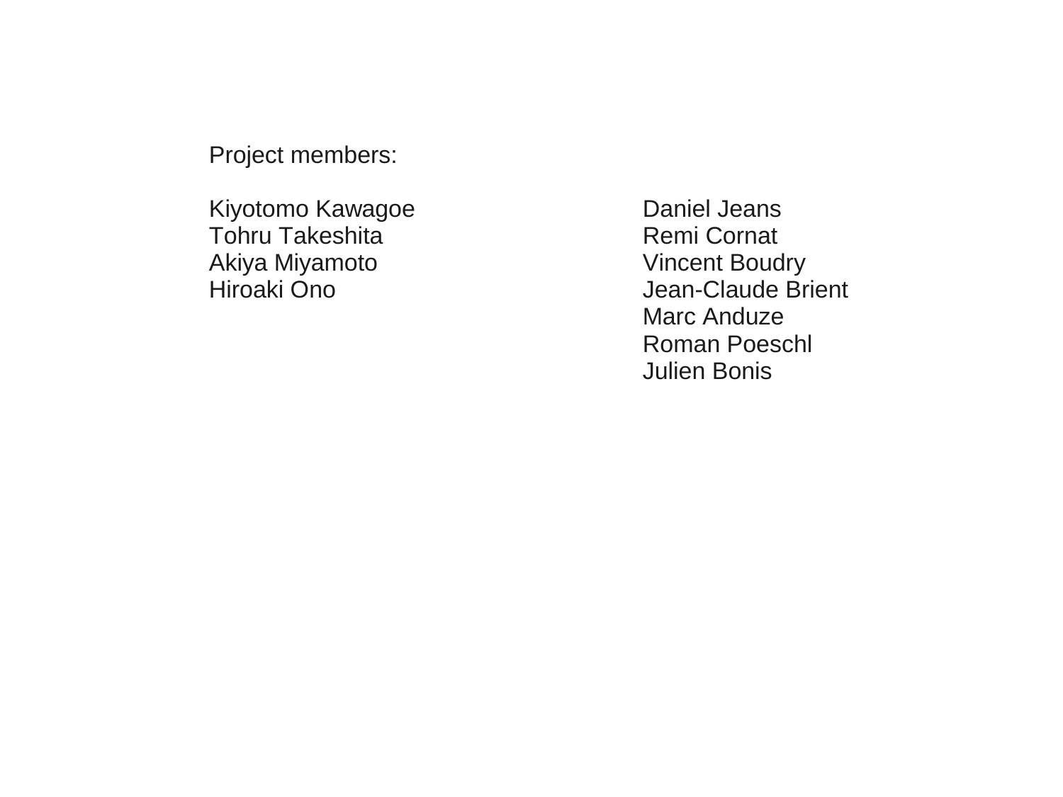Project members:

Kiyotomo Kawagoe
Tohru Takeshita
Akiya Miyamoto
Hiroaki Ono

Daniel Jeans
Remi Cornat
Vincent Boudry
Jean-Claude Brient
Marc Anduze
Roman Poeschl
Julien Bonis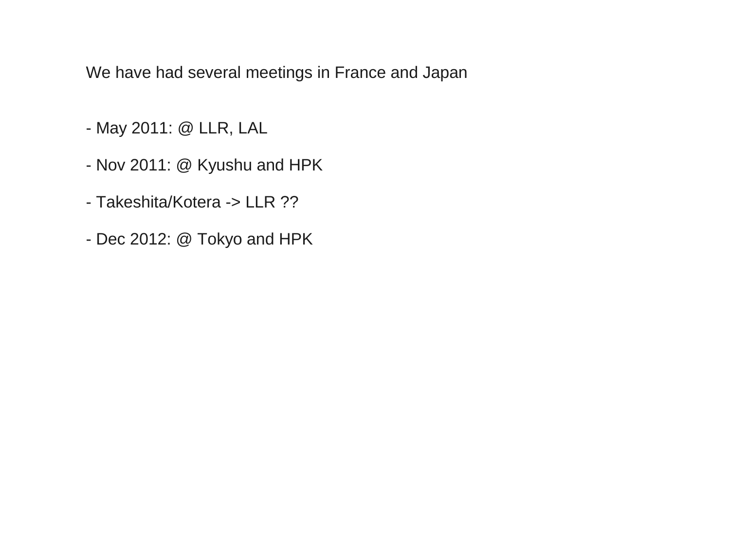We have had several meetings in France and Japan

- May 2011: @ LLR, LAL
- Nov 2011: @ Kyushu and HPK
- Takeshita/Kotera -> LLR ??
- Dec 2012: @ Tokyo and HPK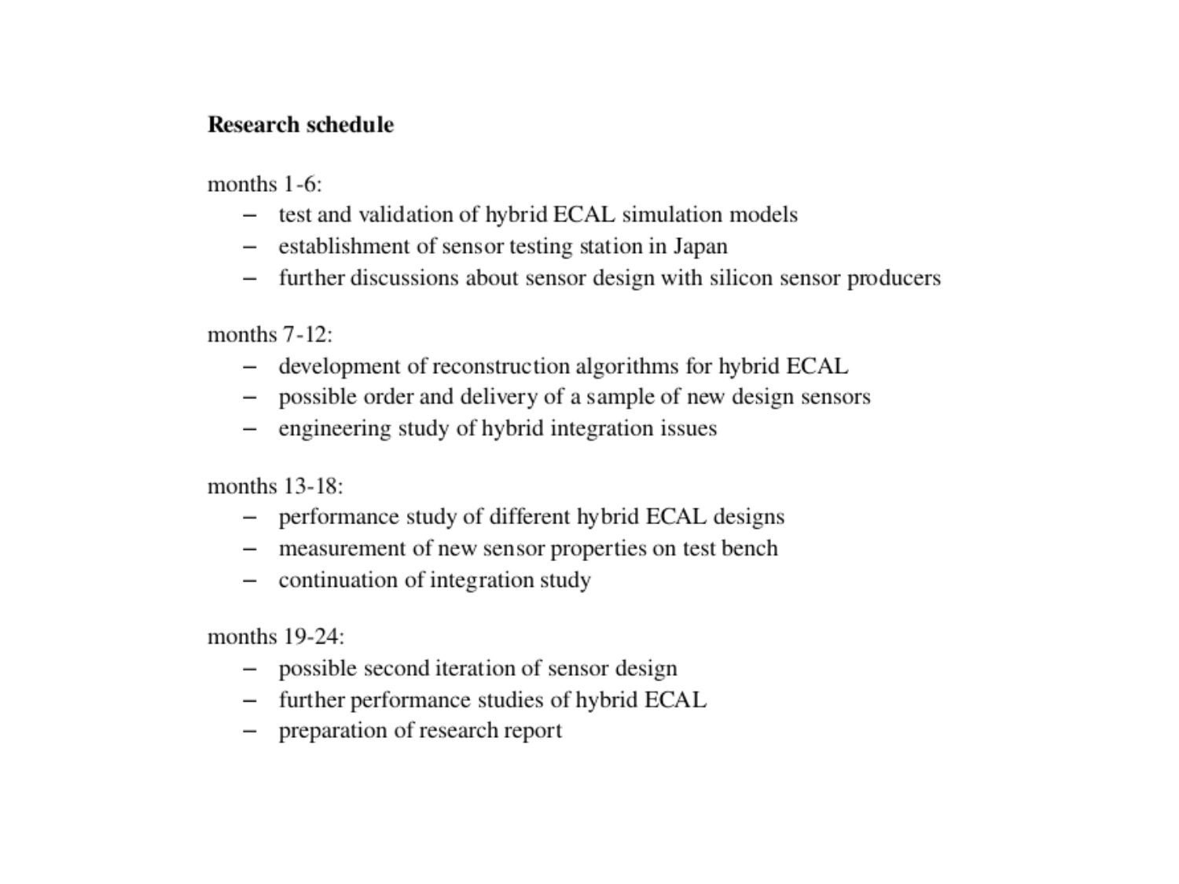**Research schedule**

months 1-6:

- test and validation of hybrid ECAL simulation models
- establishment of sensor testing station in Japan
- further discussions about sensor design with silicon sensor producers

months 7-12:

- development of reconstruction algorithms for hybrid ECAL
- possible order and delivery of a sample of new design sensors
- engineering study of hybrid integration issues

months 13-18:

- performance study of different hybrid ECAL designs
- measurement of new sensor properties on test bench
- continuation of integration study

months 19-24:

- possible second iteration of sensor design
- further performance studies of hybrid ECAL
- preparation of research report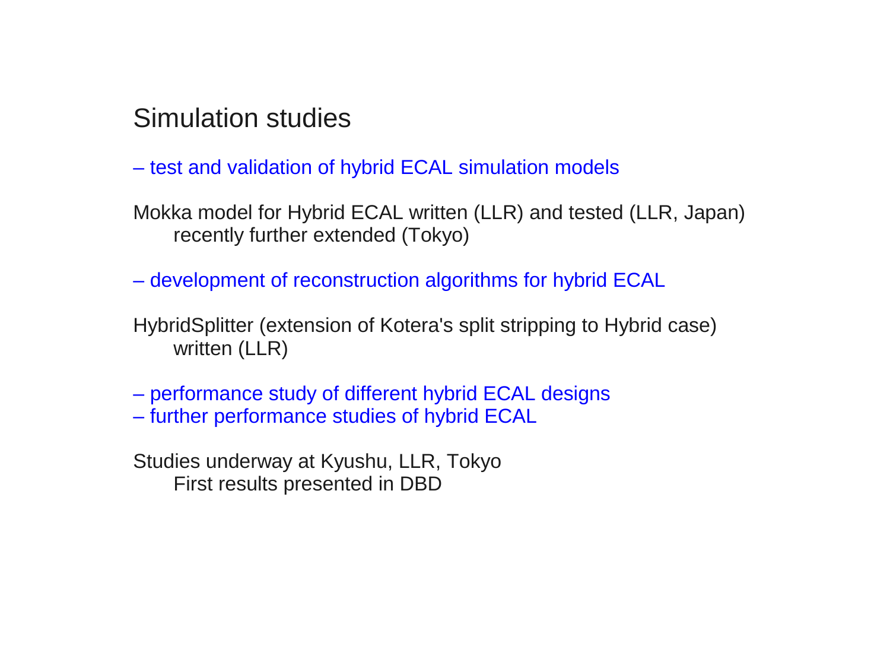## Simulation studies

– test and validation of hybrid ECAL simulation models

Mokka model for Hybrid ECAL written (LLR) and tested (LLR, Japan)
recently further extended (Tokyo)

– development of reconstruction algorithms for hybrid ECAL

HybridSplitter (extension of Kotera's split stripping to Hybrid case)
written (LLR)

– performance study of different hybrid ECAL designs
– further performance studies of hybrid ECAL

Studies underway at Kyushu, LLR, Tokyo
First results presented in DBD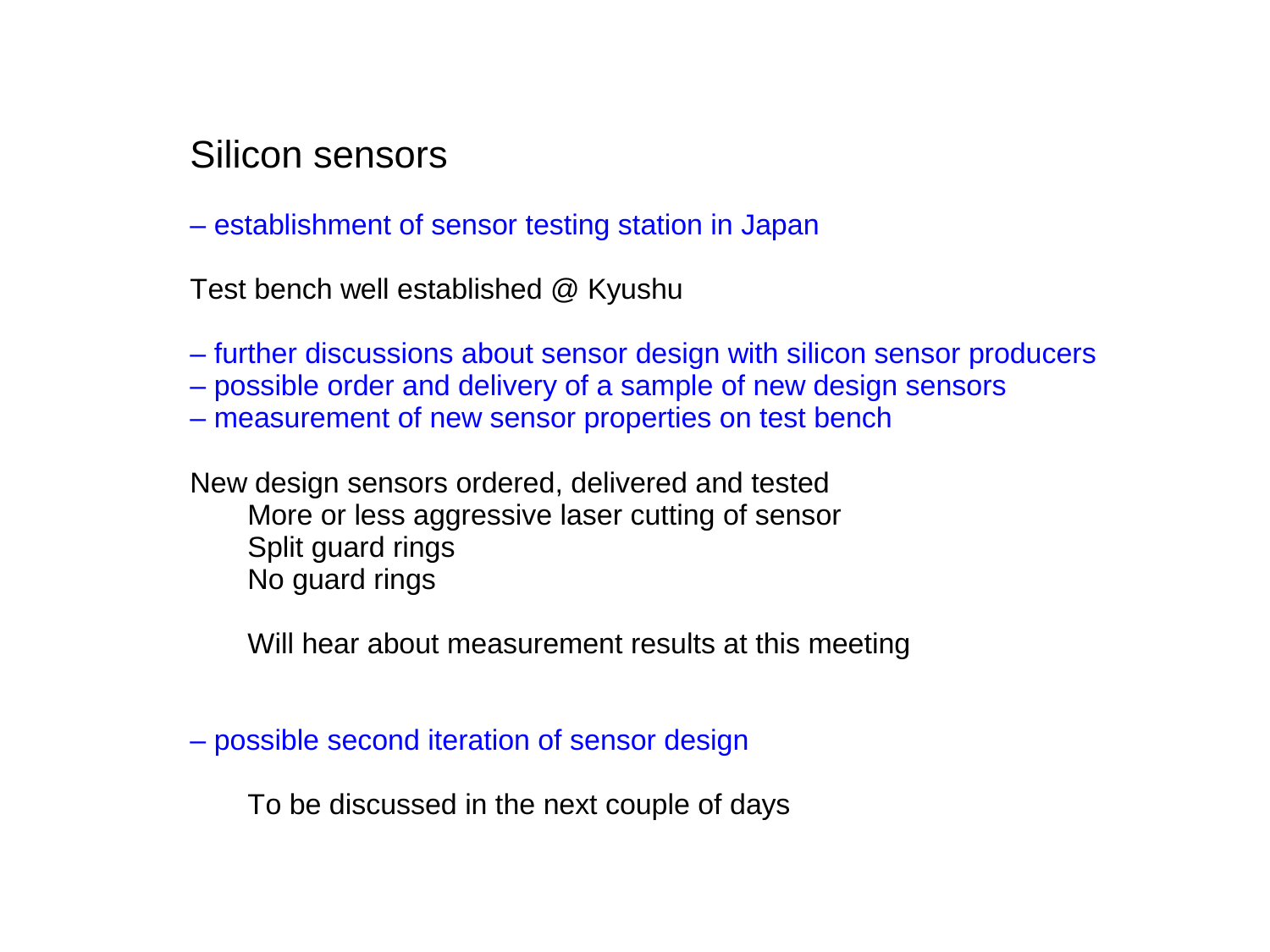# Silicon sensors

– establishment of sensor testing station in Japan

Test bench well established @ Kyushu

– further discussions about sensor design with silicon sensor producers
– possible order and delivery of a sample of new design sensors
– measurement of new sensor properties on test bench

New design sensors ordered, delivered and tested

More or less aggressive laser cutting of sensor
Split guard rings
No guard rings

Will hear about measurement results at this meeting

– possible second iteration of sensor design

To be discussed in the next couple of days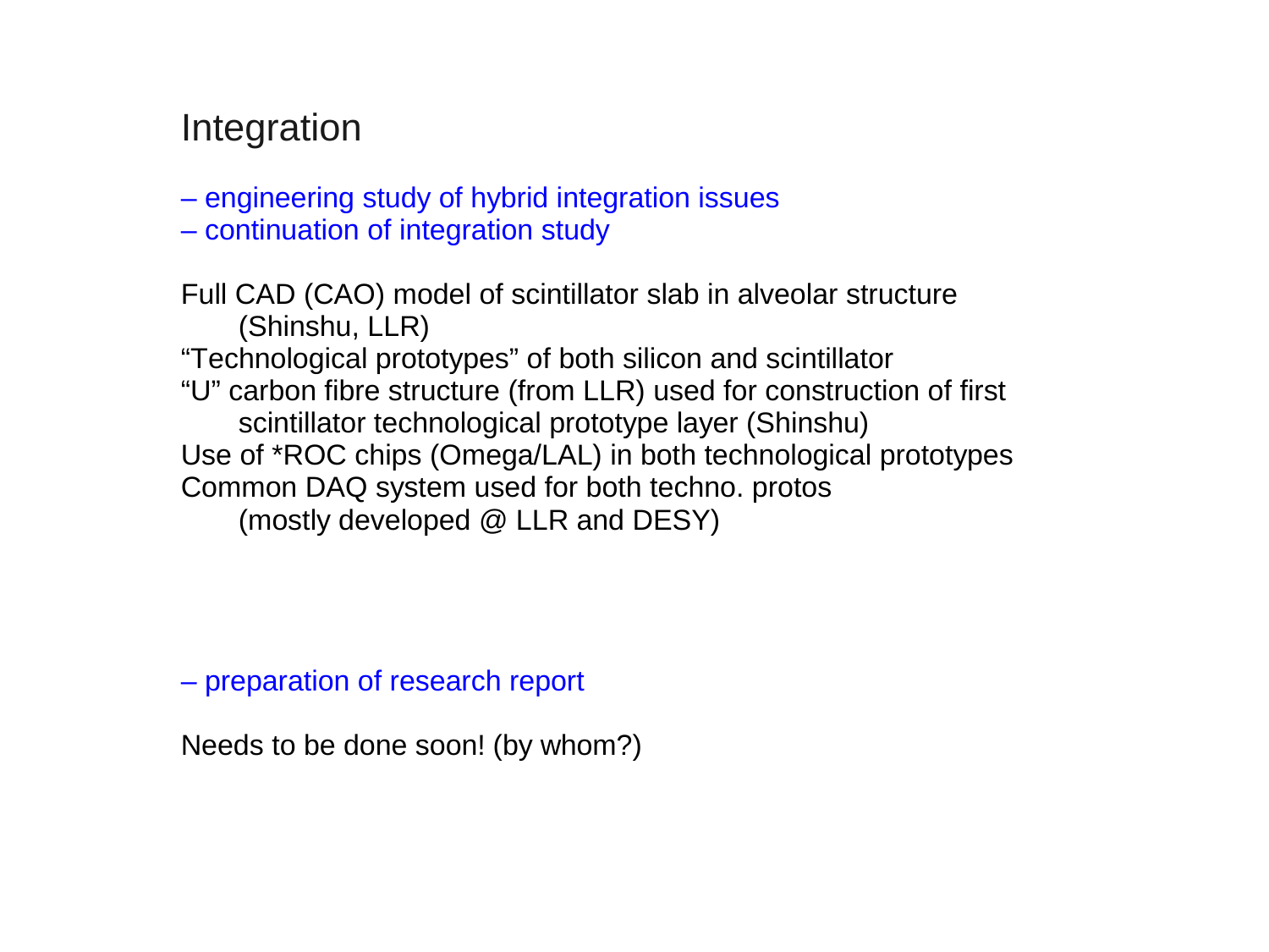# Integration

– engineering study of hybrid integration issues
– continuation of integration study

Full CAD (CAO) model of scintillator slab in alveolar structure
    (Shinshu, LLR)
“Technological prototypes” of both silicon and scintillator
“U” carbon fibre structure (from LLR) used for construction of first
    scintillator technological prototype layer (Shinshu)
Use of *ROC chips (Omega/LAL) in both technological prototypes
Common DAQ system used for both techno. protos
    (mostly developed @ LLR and DESY)

– preparation of research report

Needs to be done soon! (by whom?)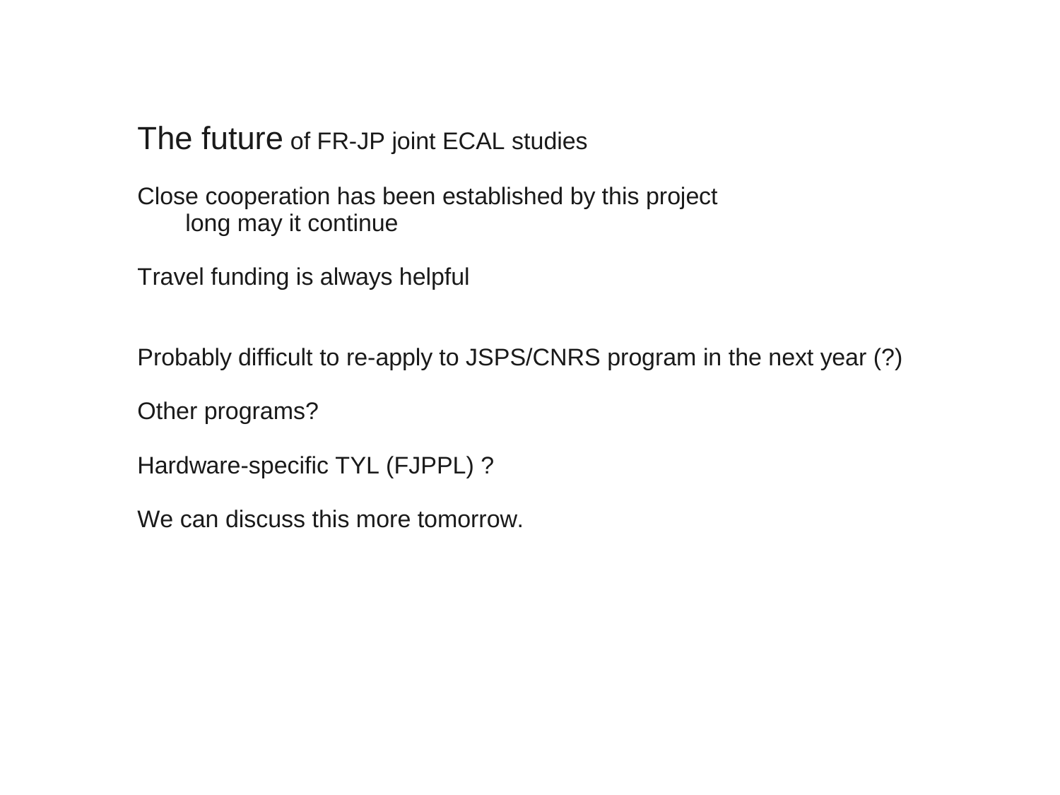# The future of FR-JP joint ECAL studies

Close cooperation has been established by this project
    long may it continue

Travel funding is always helpful

Probably difficult to re-apply to JSPS/CNRS program in the next year (?)

Other programs?

Hardware-specific TYL (FJPPL) ?

We can discuss this more tomorrow.